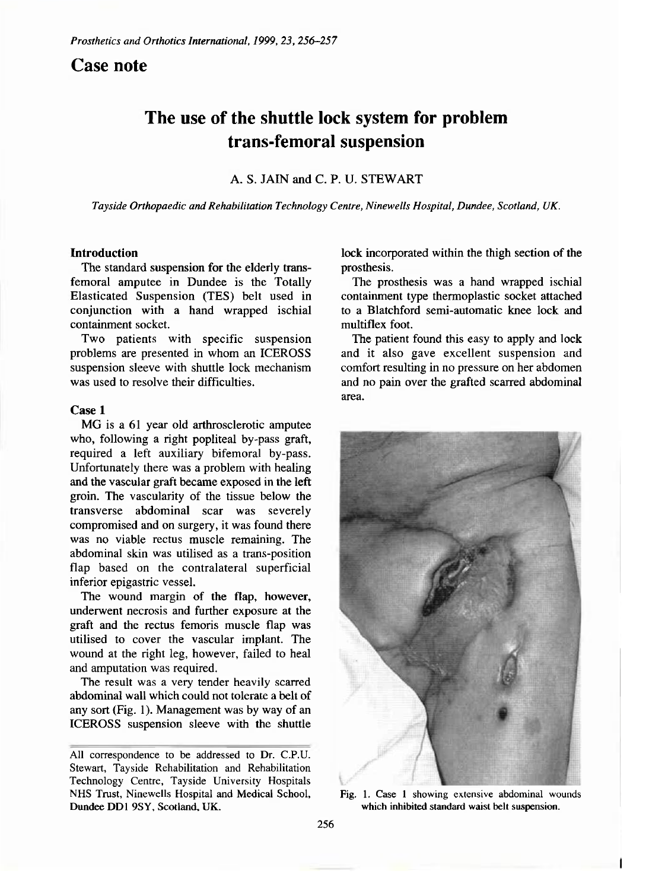# Case note

## The use of the shuttle lock system for problem trans-femoral suspension

A. S. JAIN and C. P. U. STEWART

*Tayside Orthopaedic and Rehabilitation Technology Centre, Ninewells Hospital, Dundee, Scotland, UK.*

### Introduction

The standard suspension for the elderly trans-femoral amputee in Dundee is the Totally Elasticated Suspension (TES) belt used in conjunction with a hand wrapped ischial containment socket.

Two patients with specific suspension problems are presented in whom an ICEROSS suspension sleeve with shuttle lock mechanism was used to resolve their difficulties.

### Case 1

MG is a 61 year old arthrosclerotic amputee who, following a right popliteal by-pass graft, required a left auxiliary bifemoral by-pass. Unfortunately there was a problem with healing and the vascular graft became exposed in the left groin. The vascularity of the tissue below the transverse abdominal scar was severely compromised and on surgery, it was found there was no viable rectus muscle remaining. The abdominal skin was utilised as a trans-position flap based on the contralateral superficial inferior epigastric vessel.

The wound margin of the flap, however, underwent necrosis and further exposure at the graft and the rectus femoris muscle flap was utilised to cover the vascular implant. The wound at the right leg, however, failed to heal and amputation was required.

The result was a very tender heavily scarred abdominal wall which could not tolerate a belt of any sort (Fig. 1). Management was by way of an ICEROSS suspension sleeve with the shuttle lock incorporated within the thigh section of the prosthesis.

The prosthesis was a hand wrapped ischial containment type thermoplastic socket attached to a Blatchford semi-automatic knee lock and multiflex foot.

The patient found this easy to apply and lock and it also gave excellent suspension and comfort resulting in no pressure on her abdomen and no pain over the grafted scarred abdominal area.

Fig. 1. Case 1 showing extensive abdominal wounds which inhibited standard waist belt suspension.

All correspondence to be addressed to Dr. C.P.U. Stewart, Tayside Rehabilitation and Rehabilitation Technology Centre, Tayside University Hospitals NHS Trust, Ninewells Hospital and Medical School, Dundee DD1 9SY, Scotland, UK.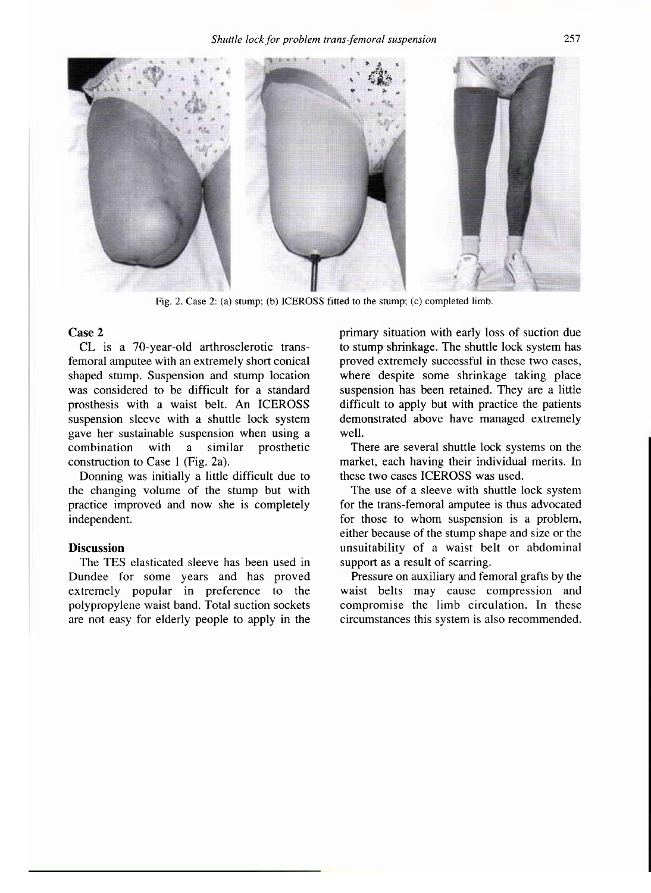Fig. 2. Case 2: (a) stump; (b) ICEROSS fitted to the stump; (c) completed limb.

### Case 2

CL is a 70-year-old arthrosclerotic trans-femoral amputee with an extremely short conical shaped stump. Suspension and stump location was considered to be difficult for a standard prosthesis with a waist belt. An ICEROSS suspension sleeve with a shuttle lock system gave her sustainable suspension when using a combination with a similar prosthetic construction to Case 1 (Fig. 2a).

Donning was initially a little difficult due to the changing volume of the stump but with practice improved and now she is completely independent.

### Discussion

The TES elasticated sleeve has been used in Dundee for some years and has proved extremely popular in preference to the polypropylene waist band. Total suction sockets are not easy for elderly people to apply in the primary situation with early loss of suction due to stump shrinkage. The shuttle lock system has proved extremely successful in these two cases, where despite some shrinkage taking place suspension has been retained. They are a little difficult to apply but with practice the patients demonstrated above have managed extremely well.

There are several shuttle lock systems on the market, each having their individual merits. In these two cases ICEROSS was used.

The use of a sleeve with shuttle lock system for the trans-femoral amputee is thus advocated for those to whom suspension is a problem, either because of the stump shape and size or the unsuitability of a waist belt or abdominal support as a result of scarring.

Pressure on auxiliary and femoral grafts by the waist belts may cause compression and compromise the limb circulation. In these circumstances this system is also recommended.